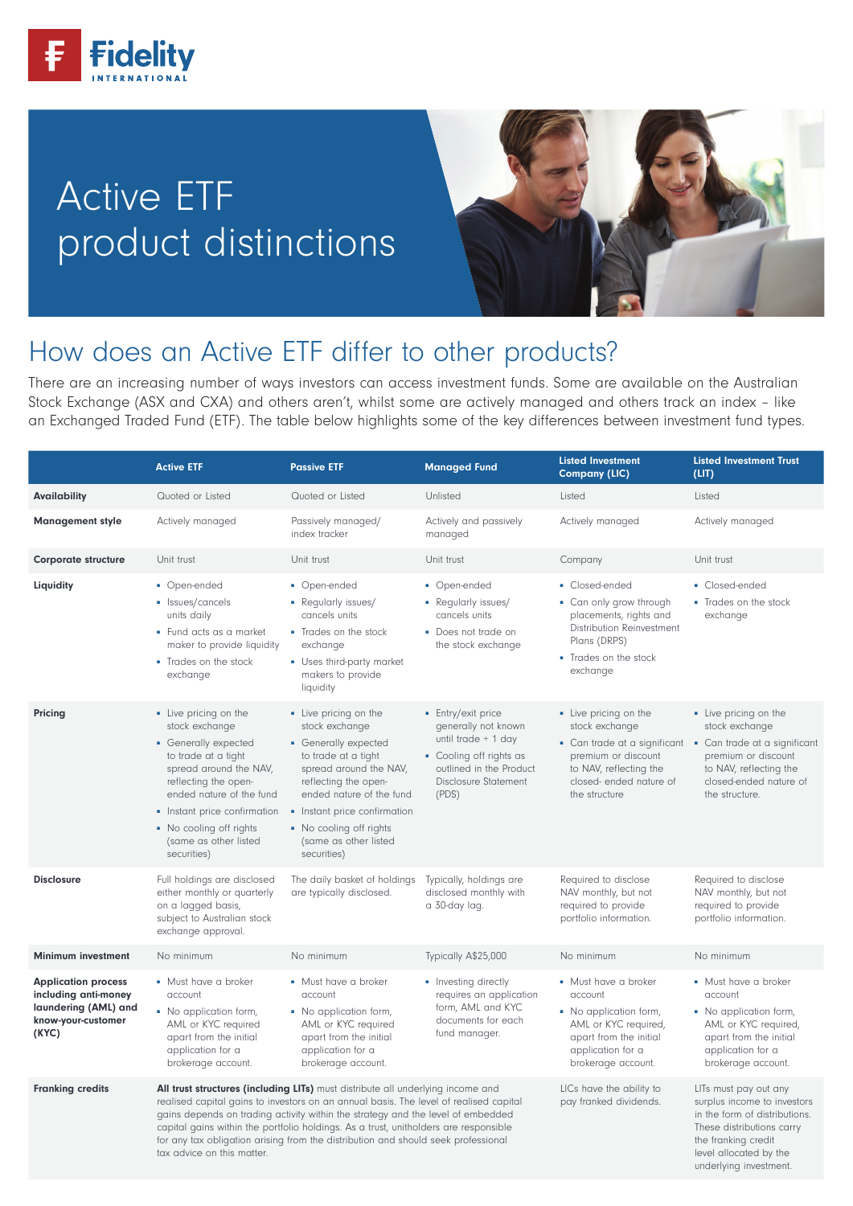Fidelity INTERNATIONAL

# Active ETF product distinctions

## How does an Active ETF differ to other products?

There are an increasing number of ways investors can access investment funds. Some are available on the Australian Stock Exchange (ASX and CXA) and others aren't, whilst some are actively managed and others track an index – like an Exchanged Traded Fund (ETF). The table below highlights some of the key differences between investment fund types.

| | Active ETF | Passive ETF | Managed Fund | Listed Investment Company (LIC) | Listed Investment Trust (LIT) |
|---|---|---|---|---|---|
| **Availability** | Quoted or Listed | Quoted or Listed | Unlisted | Listed | Listed |
| **Management style** | Actively managed | Passively managed/ index tracker | Actively and passively managed | Actively managed | Actively managed |
| **Corporate structure** | Unit trust | Unit trust | Unit trust | Company | Unit trust |
| **Liquidity** | ▪ Open-ended<br>▪ Issues/cancels units daily<br>▪ Fund acts as a market maker to provide liquidity<br>▪ Trades on the stock exchange | ▪ Open-ended<br>▪ Regularly issues/ cancels units<br>▪ Trades on the stock exchange<br>▪ Uses third-party market makers to provide liquidity | ▪ Open-ended<br>▪ Regularly issues/ cancels units<br>▪ Does not trade on the stock exchange | ▪ Closed-ended<br>▪ Can only grow through placements, rights and Distribution Reinvestment Plans (DRPS)<br>▪ Trades on the stock exchange | ▪ Closed-ended<br>▪ Trades on the stock exchange |
| **Pricing** | ▪ Live pricing on the stock exchange<br>▪ Generally expected to trade at a tight spread around the NAV, reflecting the open-ended nature of the fund<br>▪ Instant price confirmation<br>▪ No cooling off rights (same as other listed securities) | ▪ Live pricing on the stock exchange<br>▪ Generally expected to trade at a tight spread around the NAV, reflecting the open-ended nature of the fund<br>▪ Instant price confirmation<br>▪ No cooling off rights (same as other listed securities) | ▪ Entry/exit price generally not known until trade + 1 day<br>▪ Cooling off rights as outlined in the Product Disclosure Statement (PDS) | ▪ Live pricing on the stock exchange<br>▪ Can trade at a significant premium or discount to NAV, reflecting the closed- ended nature of the structure | ▪ Live pricing on the stock exchange<br>▪ Can trade at a significant premium or discount to NAV, reflecting the closed-ended nature of the structure. |
| **Disclosure** | Full holdings are disclosed either monthly or quarterly on a lagged basis, subject to Australian stock exchange approval. | The daily basket of holdings are typically disclosed. | Typically, holdings are disclosed monthly with a 30-day lag. | Required to disclose NAV monthly, but not required to provide portfolio information. | Required to disclose NAV monthly, but not required to provide portfolio information. |
| **Minimum investment** | No minimum | No minimum | Typically A$25,000 | No minimum | No minimum |
| **Application process including anti-money laundering (AML) and know-your-customer (KYC)** | ▪ Must have a broker account<br>▪ No application form, AML or KYC required apart from the initial application for a brokerage account. | ▪ Must have a broker account<br>▪ No application form, AML or KYC required apart from the initial application for a brokerage account. | ▪ Investing directly requires an application form, AML and KYC documents for each fund manager. | ▪ Must have a broker account<br>▪ No application form, AML or KYC required, apart from the initial application for a brokerage account. | ▪ Must have a broker account<br>▪ No application form, AML or KYC required, apart from the initial application for a brokerage account. |
| **Franking credits** | **All trust structures (including LITs)** must distribute all underlying income and realised capital gains to investors on an annual basis. The level of realised capital gains depends on trading activity within the strategy and the level of embedded capital gains within the portfolio holdings. As a trust, unitholders are responsible for any tax obligation arising from the distribution and should seek professional tax advice on this matter. | | | LICs have the ability to pay franked dividends. | LITs must pay out any surplus income to investors in the form of distributions. These distributions carry the franking credit level allocated by the underlying investment. |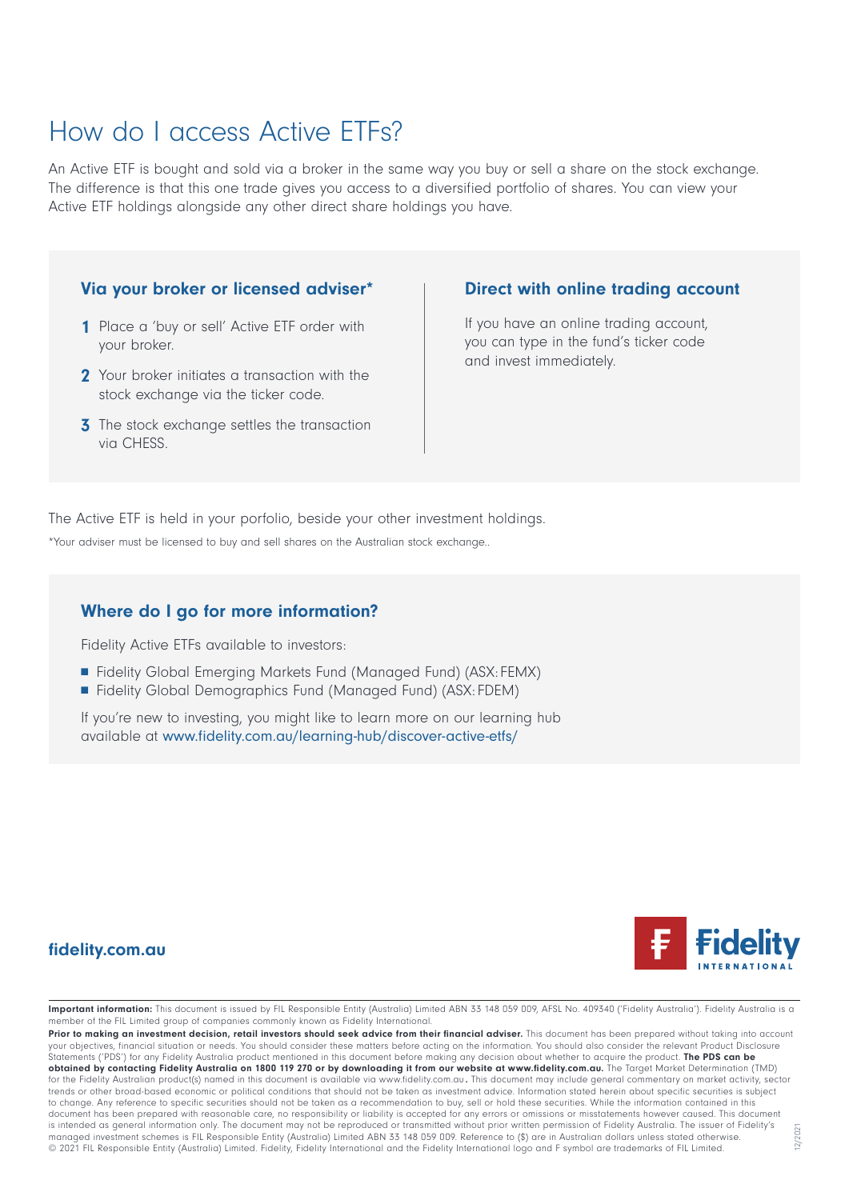# How do I access Active ETFs?

An Active ETF is bought and sold via a broker in the same way you buy or sell a share on the stock exchange. The difference is that this one trade gives you access to a diversified portfolio of shares. You can view your Active ETF holdings alongside any other direct share holdings you have.

### Via your broker or licensed adviser*

1. Place a 'buy or sell' Active ETF order with your broker.
2. Your broker initiates a transaction with the stock exchange via the ticker code.
3. The stock exchange settles the transaction via CHESS.

### Direct with online trading account

If you have an online trading account, you can type in the fund's ticker code and invest immediately.

The Active ETF is held in your porfolio, beside your other investment holdings.

*Your adviser must be licensed to buy and sell shares on the Australian stock exchange..

### Where do I go for more information?

Fidelity Active ETFs available to investors:

- Fidelity Global Emerging Markets Fund (Managed Fund) (ASX: FEMX)
- Fidelity Global Demographics Fund (Managed Fund) (ASX: FDEM)

If you're new to investing, you might like to learn more on our learning hub available at www.fidelity.com.au/learning-hub/discover-active-etfs/

**fidelity.com.au**

**Important information:** This document is issued by FIL Responsible Entity (Australia) Limited ABN 33 148 059 009, AFSL No. 409340 ('Fidelity Australia'). Fidelity Australia is a member of the FIL Limited group of companies commonly known as Fidelity International.
**Prior to making an investment decision, retail investors should seek advice from their financial adviser.** This document has been prepared without taking into account your objectives, financial situation or needs. You should consider these matters before acting on the information. You should also consider the relevant Product Disclosure Statements ('PDS') for any Fidelity Australia product mentioned in this document before making any decision about whether to acquire the product. **The PDS can be obtained by contacting Fidelity Australia on 1800 119 270 or by downloading it from our website at www.fidelity.com.au.** The Target Market Determination (TMD) for the Fidelity Australian product(s) named in this document is available via www.fidelity.com.au. This document may include general commentary on market activity, sector trends or other broad-based economic or political conditions that should not be taken as investment advice. Information stated herein about specific securities is subject to change. Any reference to specific securities should not be taken as a recommendation to buy, sell or hold these securities. While the information contained in this document has been prepared with reasonable care, no responsibility or liability is accepted for any errors or omissions or misstatements however caused. This document is intended as general information only. The document may not be reproduced or transmitted without prior written permission of Fidelity Australia. The issuer of Fidelity's managed investment schemes is FIL Responsible Entity (Australia) Limited ABN 33 148 059 009. Reference to ($) are in Australian dollars unless stated otherwise.
© 2021 FIL Responsible Entity (Australia) Limited. Fidelity, Fidelity International and the Fidelity International logo and F symbol are trademarks of FIL Limited.

12/2021